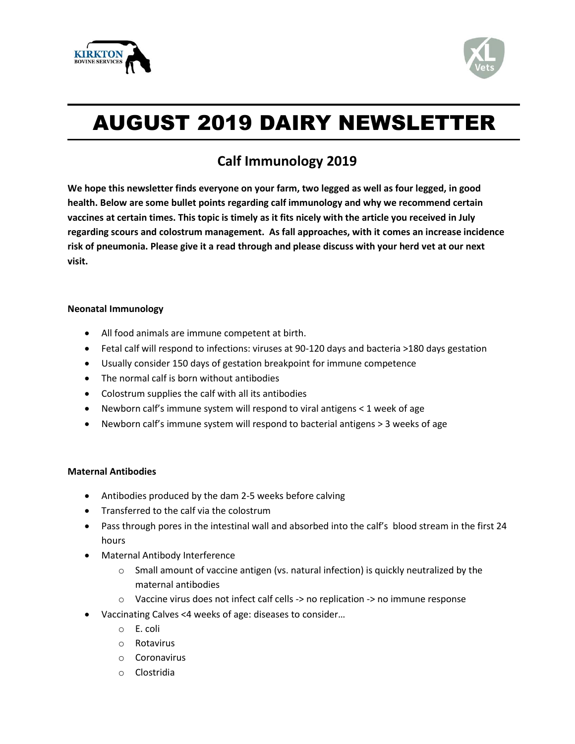# AUGUST 2019 DAIRY NEWSLETTER

## Calf Immunology 2019

**We hope this newsletter finds everyone on your farm, two legged as well as four legged, in good health. Below are some bullet points regarding calf immunology and why we recommend certain vaccines at certain times. This topic is timely as it fits nicely with the article you received in July regarding scours and colostrum management. As fall approaches, with it comes an increase incidence risk of pneumonia. Please give it a read through and please discuss with your herd vet at our next visit.**

### Neonatal Immunology

- All food animals are immune competent at birth.
- Fetal calf will respond to infections: viruses at 90-120 days and bacteria >180 days gestation
- Usually consider 150 days of gestation breakpoint for immune competence
- The normal calf is born without antibodies
- Colostrum supplies the calf with all its antibodies
- Newborn calf's immune system will respond to viral antigens < 1 week of age
- Newborn calf's immune system will respond to bacterial antigens > 3 weeks of age

### Maternal Antibodies

- Antibodies produced by the dam 2-5 weeks before calving
- Transferred to the calf via the colostrum
- Pass through pores in the intestinal wall and absorbed into the calf's blood stream in the first 24 hours
- Maternal Antibody Interference
    - Small amount of vaccine antigen (vs. natural infection) is quickly neutralized by the maternal antibodies
    - Vaccine virus does not infect calf cells -> no replication -> no immune response
- Vaccinating Calves <4 weeks of age: diseases to consider…
    - E. coli
    - Rotavirus
    - Coronavirus
    - Clostridia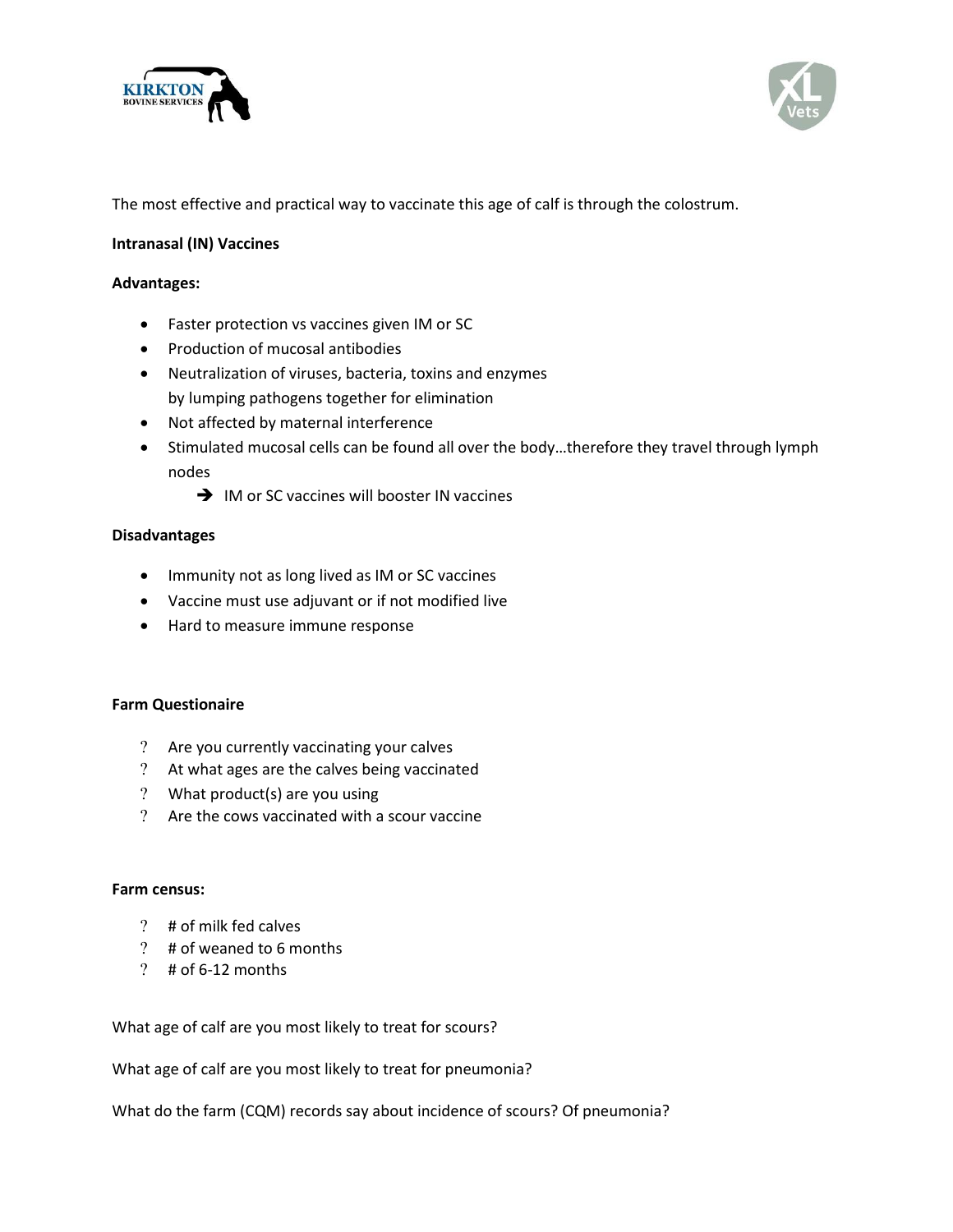The most effective and practical way to vaccinate this age of calf is through the colostrum.

**Intranasal (IN) Vaccines**

**Advantages:**

- Faster protection vs vaccines given IM or SC
- Production of mucosal antibodies
- Neutralization of viruses, bacteria, toxins and enzymes by lumping pathogens together for elimination
- Not affected by maternal interference
- Stimulated mucosal cells can be found all over the body…therefore they travel through lymph nodes
  - ➔ IM or SC vaccines will booster IN vaccines

**Disadvantages**

- Immunity not as long lived as IM or SC vaccines
- Vaccine must use adjuvant or if not modified live
- Hard to measure immune response

**Farm Questionaire**

- ? Are you currently vaccinating your calves
- ? At what ages are the calves being vaccinated
- ? What product(s) are you using
- ? Are the cows vaccinated with a scour vaccine

**Farm census:**

- ? # of milk fed calves
- ? # of weaned to 6 months
- ? # of 6-12 months

What age of calf are you most likely to treat for scours?

What age of calf are you most likely to treat for pneumonia?

What do the farm (CQM) records say about incidence of scours? Of pneumonia?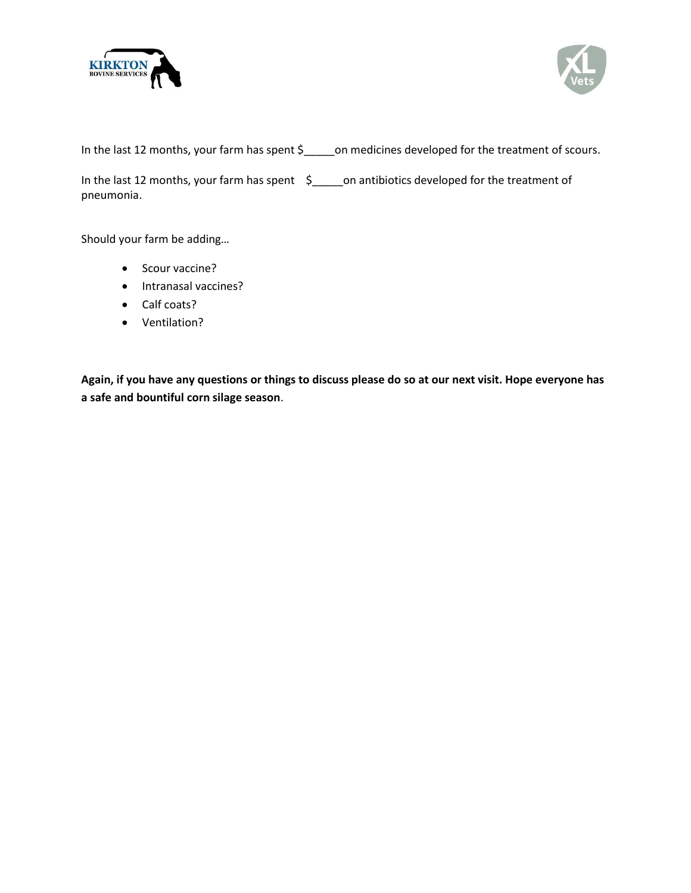In the last 12 months, your farm has spent $_____on medicines developed for the treatment of scours.

In the last 12 months, your farm has spent $_____on antibiotics developed for the treatment of pneumonia.

Should your farm be adding…

- Scour vaccine?
- Intranasal vaccines?
- Calf coats?
- Ventilation?

**Again, if you have any questions or things to discuss please do so at our next visit. Hope everyone has a safe and bountiful corn silage season**.